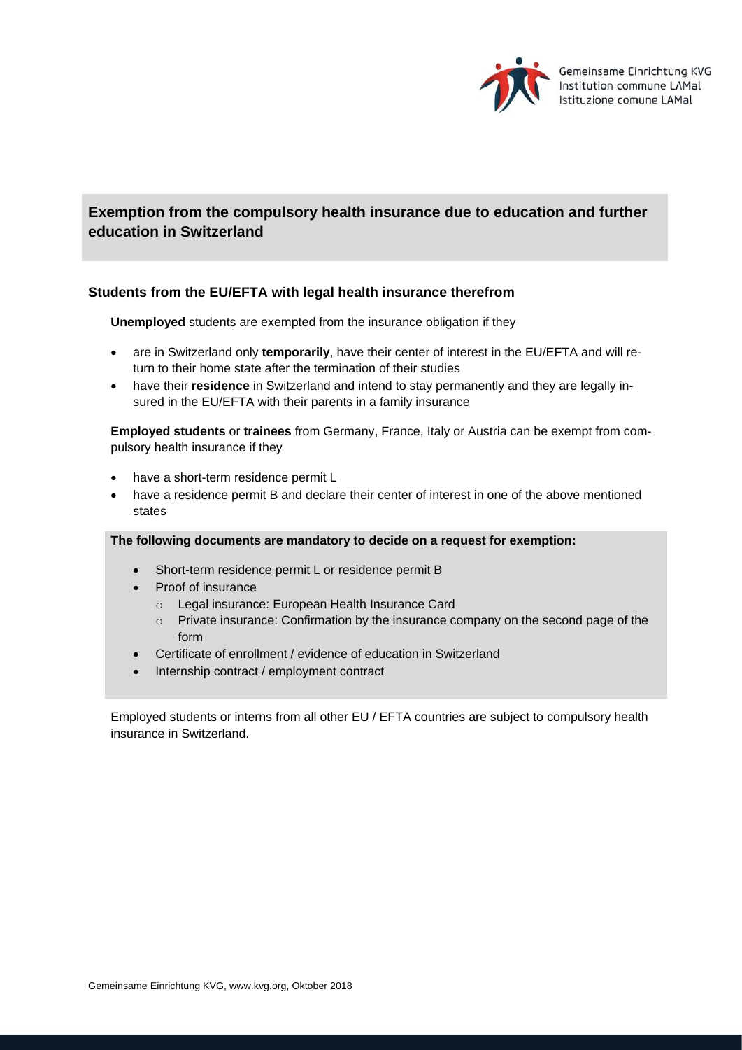Gemeinsame Einrichtung KVG
Institution commune LAMal
Istituzione comune LAMal

## Exemption from the compulsory health insurance due to education and further education in Switzerland

### Students from the EU/EFTA with legal health insurance therefrom

**Unemployed** students are exempted from the insurance obligation if they

- are in Switzerland only **temporarily**, have their center of interest in the EU/EFTA and will return to their home state after the termination of their studies
- have their **residence** in Switzerland and intend to stay permanently and they are legally insured in the EU/EFTA with their parents in a family insurance

**Employed students** or **trainees** from Germany, France, Italy or Austria can be exempt from compulsory health insurance if they

- have a short-term residence permit L
- have a residence permit B and declare their center of interest in one of the above mentioned states

**The following documents are mandatory to decide on a request for exemption:**

- Short-term residence permit L or residence permit B
- Proof of insurance
  - Legal insurance: European Health Insurance Card
  - Private insurance: Confirmation by the insurance company on the second page of the form
- Certificate of enrollment / evidence of education in Switzerland
- Internship contract / employment contract

Employed students or interns from all other EU / EFTA countries are subject to compulsory health insurance in Switzerland.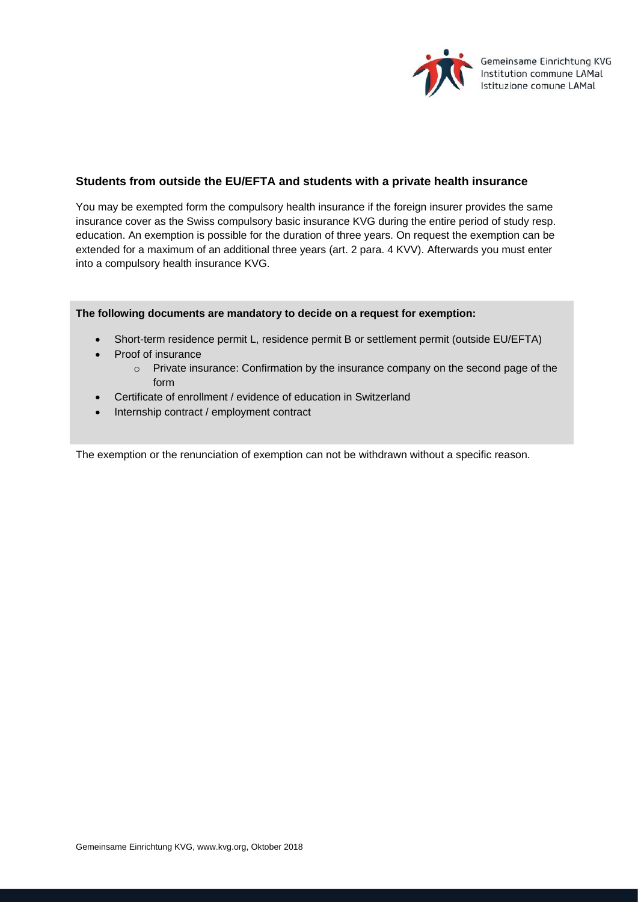## Students from outside the EU/EFTA and students with a private health insurance

You may be exempted form the compulsory health insurance if the foreign insurer provides the same insurance cover as the Swiss compulsory basic insurance KVG during the entire period of study resp. education. An exemption is possible for the duration of three years. On request the exemption can be extended for a maximum of an additional three years (art. 2 para. 4 KVV). Afterwards you must enter into a compulsory health insurance KVG.

**The following documents are mandatory to decide on a request for exemption:**

- Short-term residence permit L, residence permit B or settlement permit (outside EU/EFTA)
- Proof of insurance
  - Private insurance: Confirmation by the insurance company on the second page of the form
- Certificate of enrollment / evidence of education in Switzerland
- Internship contract / employment contract

The exemption or the renunciation of exemption can not be withdrawn without a specific reason.